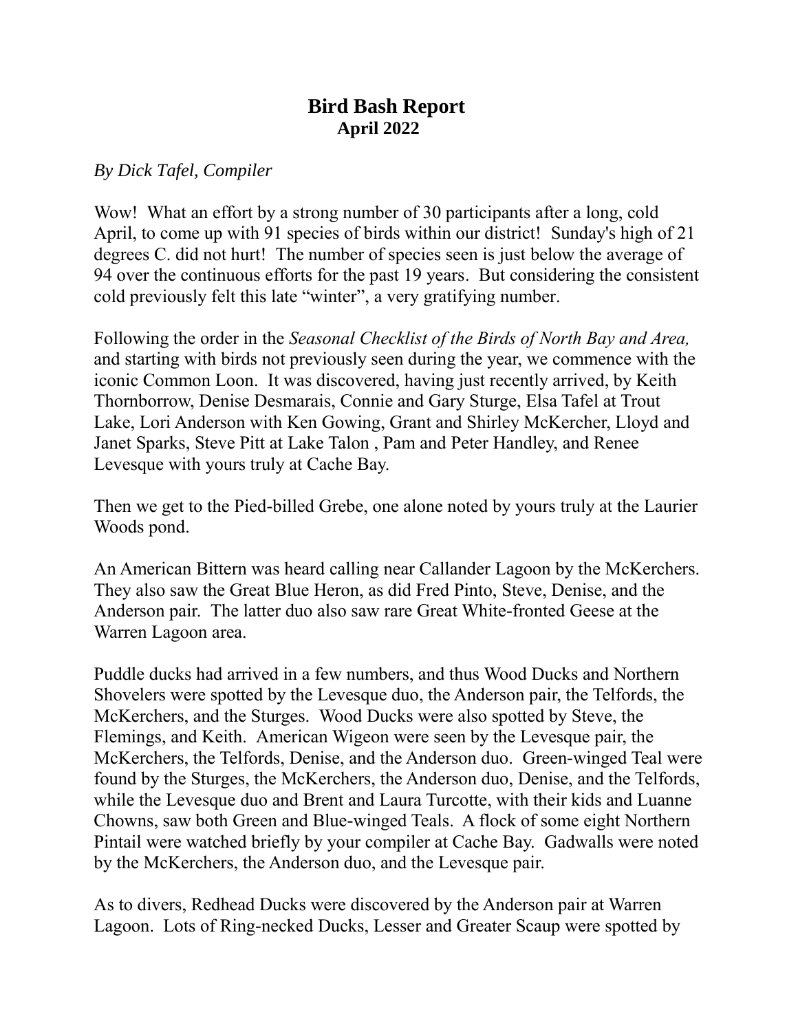# Bird Bash Report
## April 2022

*By Dick Tafel, Compiler*

Wow! What an effort by a strong number of 30 participants after a long, cold April, to come up with 91 species of birds within our district! Sunday's high of 21 degrees C. did not hurt! The number of species seen is just below the average of 94 over the continuous efforts for the past 19 years. But considering the consistent cold previously felt this late "winter", a very gratifying number.

Following the order in the *Seasonal Checklist of the Birds of North Bay and Area,* and starting with birds not previously seen during the year, we commence with the iconic Common Loon. It was discovered, having just recently arrived, by Keith Thornborrow, Denise Desmarais, Connie and Gary Sturge, Elsa Tafel at Trout Lake, Lori Anderson with Ken Gowing, Grant and Shirley McKercher, Lloyd and Janet Sparks, Steve Pitt at Lake Talon , Pam and Peter Handley, and Renee Levesque with yours truly at Cache Bay.

Then we get to the Pied-billed Grebe, one alone noted by yours truly at the Laurier Woods pond.

An American Bittern was heard calling near Callander Lagoon by the McKerchers. They also saw the Great Blue Heron, as did Fred Pinto, Steve, Denise, and the Anderson pair. The latter duo also saw rare Great White-fronted Geese at the Warren Lagoon area.

Puddle ducks had arrived in a few numbers, and thus Wood Ducks and Northern Shovelers were spotted by the Levesque duo, the Anderson pair, the Telfords, the McKerchers, and the Sturges. Wood Ducks were also spotted by Steve, the Flemings, and Keith. American Wigeon were seen by the Levesque pair, the McKerchers, the Telfords, Denise, and the Anderson duo. Green-winged Teal were found by the Sturges, the McKerchers, the Anderson duo, Denise, and the Telfords, while the Levesque duo and Brent and Laura Turcotte, with their kids and Luanne Chowns, saw both Green and Blue-winged Teals. A flock of some eight Northern Pintail were watched briefly by your compiler at Cache Bay. Gadwalls were noted by the McKerchers, the Anderson duo, and the Levesque pair.

As to divers, Redhead Ducks were discovered by the Anderson pair at Warren Lagoon. Lots of Ring-necked Ducks, Lesser and Greater Scaup were spotted by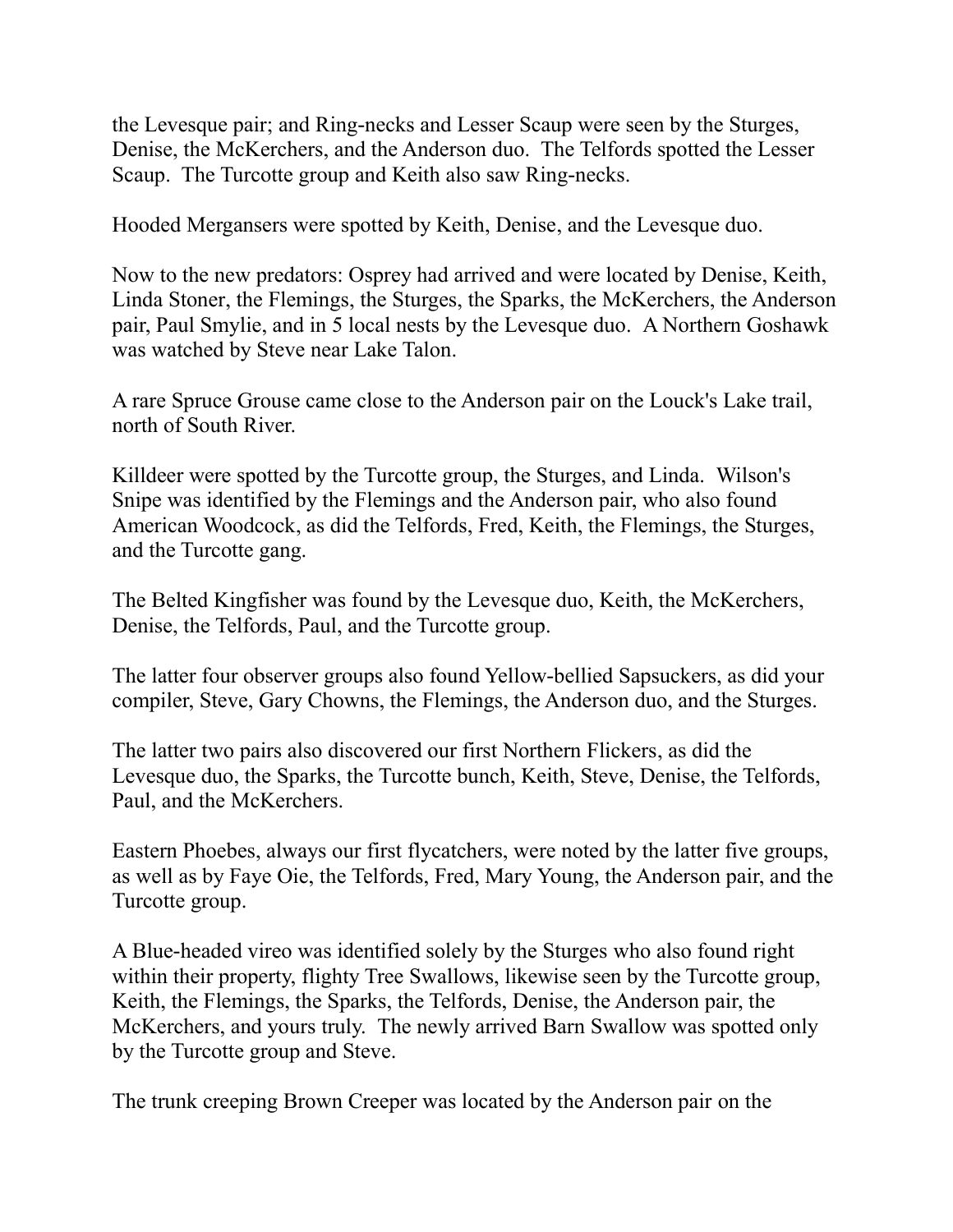the Levesque pair; and Ring-necks and Lesser Scaup were seen by the Sturges, Denise, the McKerchers, and the Anderson duo. The Telfords spotted the Lesser Scaup. The Turcotte group and Keith also saw Ring-necks.

Hooded Mergansers were spotted by Keith, Denise, and the Levesque duo.

Now to the new predators: Osprey had arrived and were located by Denise, Keith, Linda Stoner, the Flemings, the Sturges, the Sparks, the McKerchers, the Anderson pair, Paul Smylie, and in 5 local nests by the Levesque duo. A Northern Goshawk was watched by Steve near Lake Talon.

A rare Spruce Grouse came close to the Anderson pair on the Louck's Lake trail, north of South River.

Killdeer were spotted by the Turcotte group, the Sturges, and Linda. Wilson's Snipe was identified by the Flemings and the Anderson pair, who also found American Woodcock, as did the Telfords, Fred, Keith, the Flemings, the Sturges, and the Turcotte gang.

The Belted Kingfisher was found by the Levesque duo, Keith, the McKerchers, Denise, the Telfords, Paul, and the Turcotte group.

The latter four observer groups also found Yellow-bellied Sapsuckers, as did your compiler, Steve, Gary Chowns, the Flemings, the Anderson duo, and the Sturges.

The latter two pairs also discovered our first Northern Flickers, as did the Levesque duo, the Sparks, the Turcotte bunch, Keith, Steve, Denise, the Telfords, Paul, and the McKerchers.

Eastern Phoebes, always our first flycatchers, were noted by the latter five groups, as well as by Faye Oie, the Telfords, Fred, Mary Young, the Anderson pair, and the Turcotte group.

A Blue-headed vireo was identified solely by the Sturges who also found right within their property, flighty Tree Swallows, likewise seen by the Turcotte group, Keith, the Flemings, the Sparks, the Telfords, Denise, the Anderson pair, the McKerchers, and yours truly. The newly arrived Barn Swallow was spotted only by the Turcotte group and Steve.

The trunk creeping Brown Creeper was located by the Anderson pair on the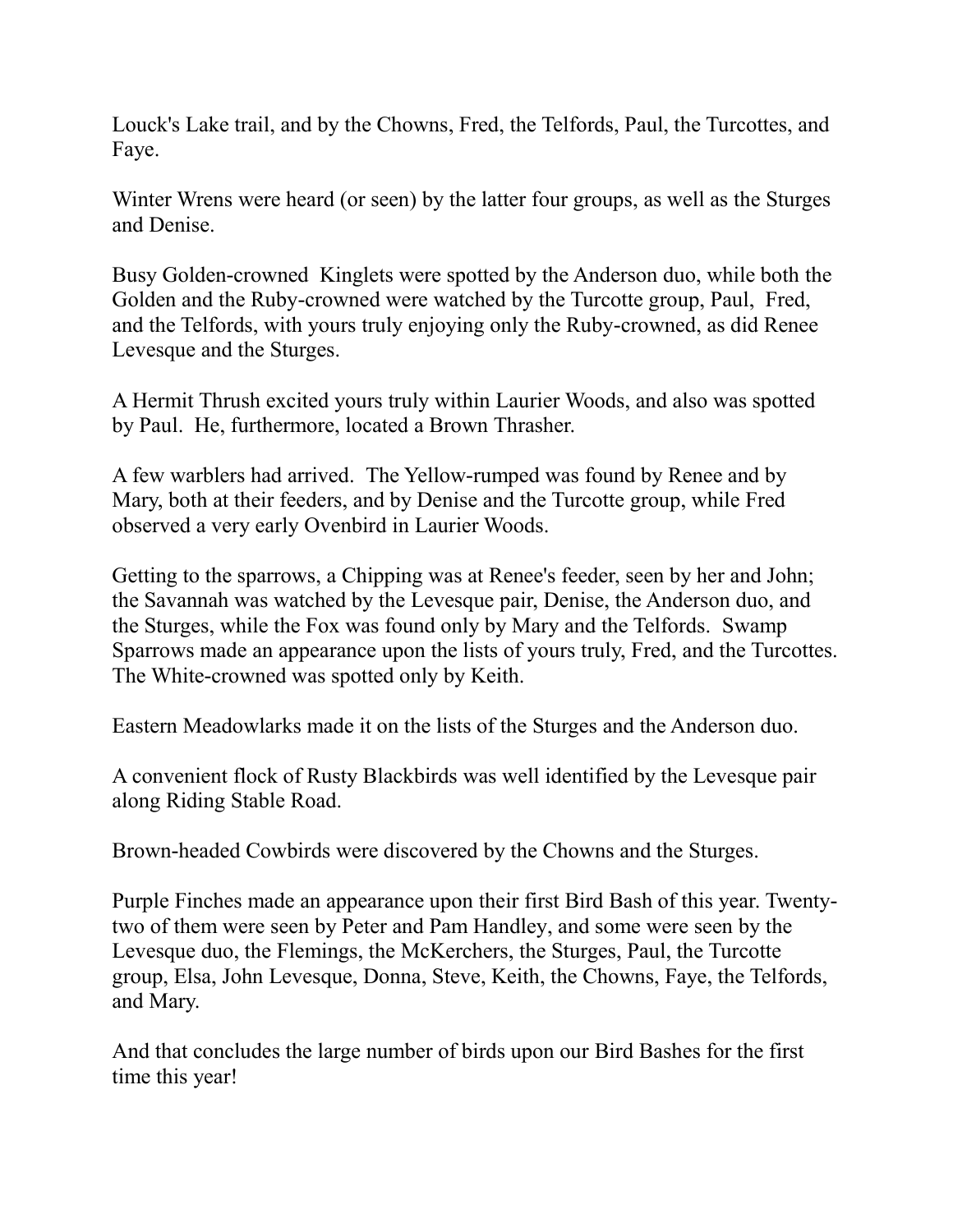Louck's Lake trail, and by the Chowns, Fred, the Telfords, Paul, the Turcottes, and Faye.

Winter Wrens were heard (or seen) by the latter four groups, as well as the Sturges and Denise.

Busy Golden-crowned Kinglets were spotted by the Anderson duo, while both the Golden and the Ruby-crowned were watched by the Turcotte group, Paul, Fred, and the Telfords, with yours truly enjoying only the Ruby-crowned, as did Renee Levesque and the Sturges.

A Hermit Thrush excited yours truly within Laurier Woods, and also was spotted by Paul. He, furthermore, located a Brown Thrasher.

A few warblers had arrived. The Yellow-rumped was found by Renee and by Mary, both at their feeders, and by Denise and the Turcotte group, while Fred observed a very early Ovenbird in Laurier Woods.

Getting to the sparrows, a Chipping was at Renee's feeder, seen by her and John; the Savannah was watched by the Levesque pair, Denise, the Anderson duo, and the Sturges, while the Fox was found only by Mary and the Telfords. Swamp Sparrows made an appearance upon the lists of yours truly, Fred, and the Turcottes. The White-crowned was spotted only by Keith.

Eastern Meadowlarks made it on the lists of the Sturges and the Anderson duo.

A convenient flock of Rusty Blackbirds was well identified by the Levesque pair along Riding Stable Road.

Brown-headed Cowbirds were discovered by the Chowns and the Sturges.

Purple Finches made an appearance upon their first Bird Bash of this year. Twenty-two of them were seen by Peter and Pam Handley, and some were seen by the Levesque duo, the Flemings, the McKerchers, the Sturges, Paul, the Turcotte group, Elsa, John Levesque, Donna, Steve, Keith, the Chowns, Faye, the Telfords, and Mary.

And that concludes the large number of birds upon our Bird Bashes for the first time this year!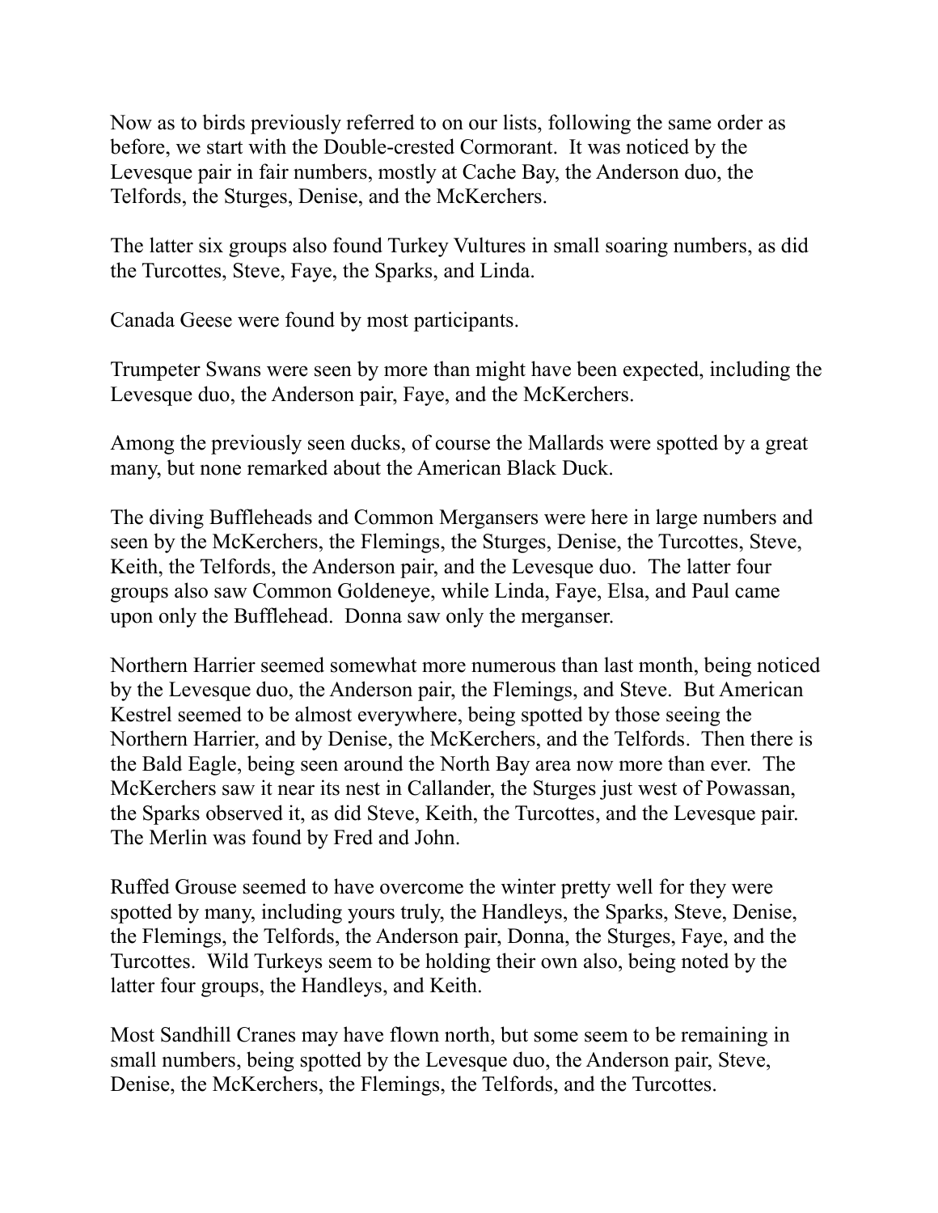Now as to birds previously referred to on our lists, following the same order as before, we start with the Double-crested Cormorant. It was noticed by the Levesque pair in fair numbers, mostly at Cache Bay, the Anderson duo, the Telfords, the Sturges, Denise, and the McKerchers.

The latter six groups also found Turkey Vultures in small soaring numbers, as did the Turcottes, Steve, Faye, the Sparks, and Linda.

Canada Geese were found by most participants.

Trumpeter Swans were seen by more than might have been expected, including the Levesque duo, the Anderson pair, Faye, and the McKerchers.

Among the previously seen ducks, of course the Mallards were spotted by a great many, but none remarked about the American Black Duck.

The diving Buffleheads and Common Mergansers were here in large numbers and seen by the McKerchers, the Flemings, the Sturges, Denise, the Turcottes, Steve, Keith, the Telfords, the Anderson pair, and the Levesque duo. The latter four groups also saw Common Goldeneye, while Linda, Faye, Elsa, and Paul came upon only the Bufflehead. Donna saw only the merganser.

Northern Harrier seemed somewhat more numerous than last month, being noticed by the Levesque duo, the Anderson pair, the Flemings, and Steve. But American Kestrel seemed to be almost everywhere, being spotted by those seeing the Northern Harrier, and by Denise, the McKerchers, and the Telfords. Then there is the Bald Eagle, being seen around the North Bay area now more than ever. The McKerchers saw it near its nest in Callander, the Sturges just west of Powassan, the Sparks observed it, as did Steve, Keith, the Turcottes, and the Levesque pair. The Merlin was found by Fred and John.

Ruffed Grouse seemed to have overcome the winter pretty well for they were spotted by many, including yours truly, the Handleys, the Sparks, Steve, Denise, the Flemings, the Telfords, the Anderson pair, Donna, the Sturges, Faye, and the Turcottes. Wild Turkeys seem to be holding their own also, being noted by the latter four groups, the Handleys, and Keith.

Most Sandhill Cranes may have flown north, but some seem to be remaining in small numbers, being spotted by the Levesque duo, the Anderson pair, Steve, Denise, the McKerchers, the Flemings, the Telfords, and the Turcottes.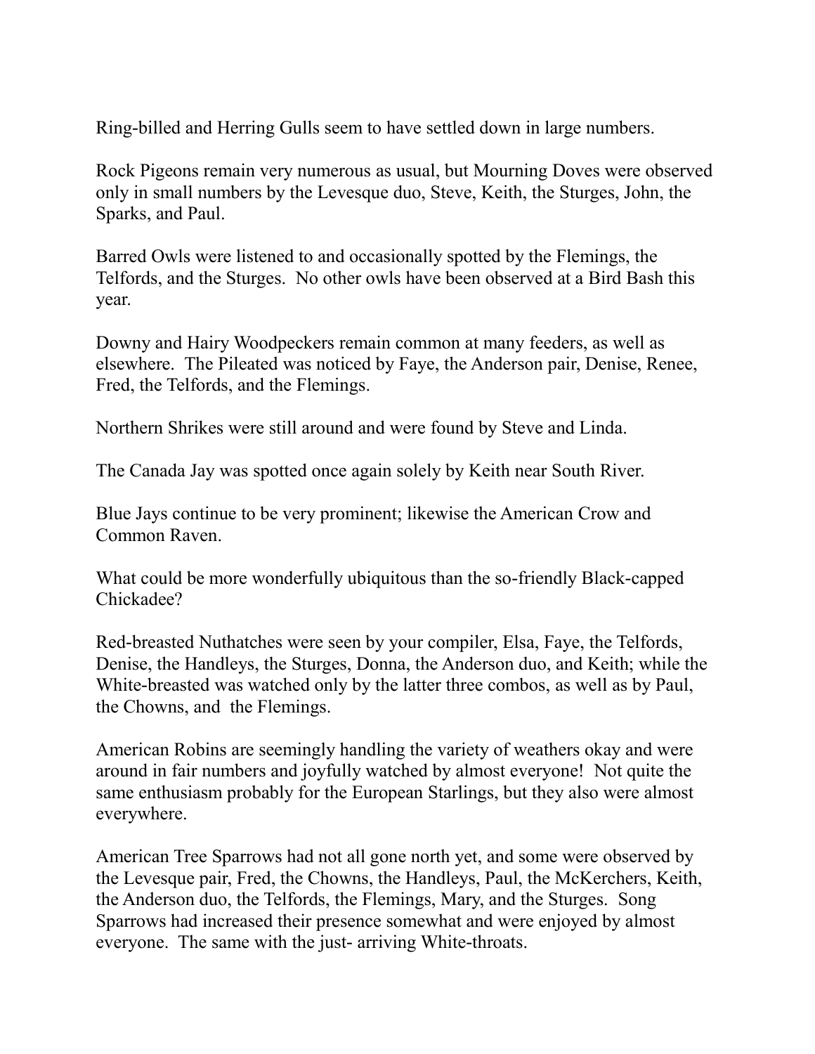Ring-billed and Herring Gulls seem to have settled down in large numbers.

Rock Pigeons remain very numerous as usual, but Mourning Doves were observed only in small numbers by the Levesque duo, Steve, Keith, the Sturges, John, the Sparks, and Paul.

Barred Owls were listened to and occasionally spotted by the Flemings, the Telfords, and the Sturges. No other owls have been observed at a Bird Bash this year.

Downy and Hairy Woodpeckers remain common at many feeders, as well as elsewhere. The Pileated was noticed by Faye, the Anderson pair, Denise, Renee, Fred, the Telfords, and the Flemings.

Northern Shrikes were still around and were found by Steve and Linda.

The Canada Jay was spotted once again solely by Keith near South River.

Blue Jays continue to be very prominent; likewise the American Crow and Common Raven.

What could be more wonderfully ubiquitous than the so-friendly Black-capped Chickadee?

Red-breasted Nuthatches were seen by your compiler, Elsa, Faye, the Telfords, Denise, the Handleys, the Sturges, Donna, the Anderson duo, and Keith; while the White-breasted was watched only by the latter three combos, as well as by Paul, the Chowns, and the Flemings.

American Robins are seemingly handling the variety of weathers okay and were around in fair numbers and joyfully watched by almost everyone! Not quite the same enthusiasm probably for the European Starlings, but they also were almost everywhere.

American Tree Sparrows had not all gone north yet, and some were observed by the Levesque pair, Fred, the Chowns, the Handleys, Paul, the McKerchers, Keith, the Anderson duo, the Telfords, the Flemings, Mary, and the Sturges. Song Sparrows had increased their presence somewhat and were enjoyed by almost everyone. The same with the just- arriving White-throats.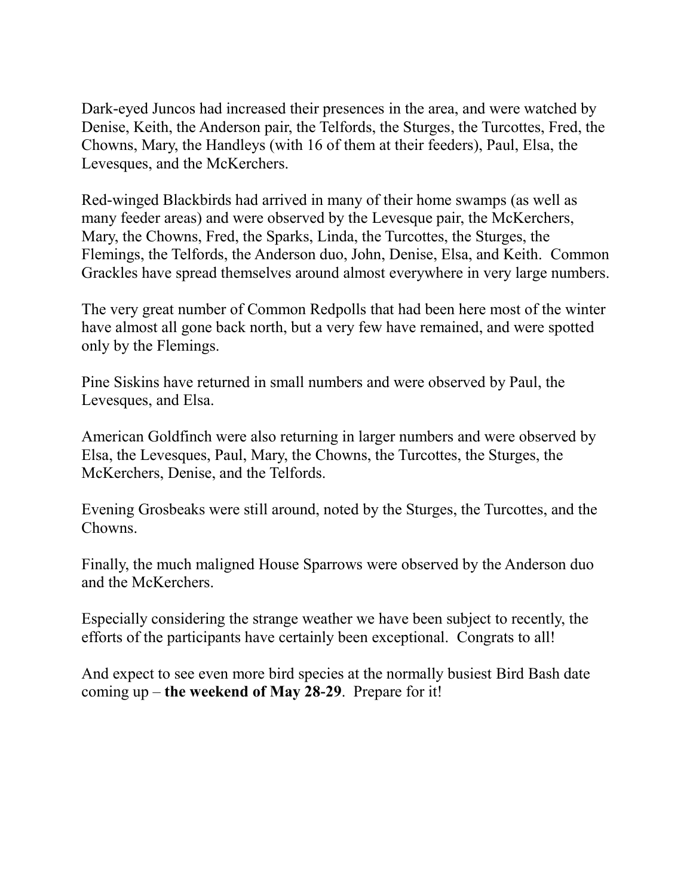Dark-eyed Juncos had increased their presences in the area, and were watched by Denise, Keith, the Anderson pair, the Telfords, the Sturges, the Turcottes, Fred, the Chowns, Mary, the Handleys (with 16 of them at their feeders), Paul, Elsa, the Levesques, and the McKerchers.

Red-winged Blackbirds had arrived in many of their home swamps (as well as many feeder areas) and were observed by the Levesque pair, the McKerchers, Mary, the Chowns, Fred, the Sparks, Linda, the Turcottes, the Sturges, the Flemings, the Telfords, the Anderson duo, John, Denise, Elsa, and Keith. Common Grackles have spread themselves around almost everywhere in very large numbers.

The very great number of Common Redpolls that had been here most of the winter have almost all gone back north, but a very few have remained, and were spotted only by the Flemings.

Pine Siskins have returned in small numbers and were observed by Paul, the Levesques, and Elsa.

American Goldfinch were also returning in larger numbers and were observed by Elsa, the Levesques, Paul, Mary, the Chowns, the Turcottes, the Sturges, the McKerchers, Denise, and the Telfords.

Evening Grosbeaks were still around, noted by the Sturges, the Turcottes, and the Chowns.

Finally, the much maligned House Sparrows were observed by the Anderson duo and the McKerchers.

Especially considering the strange weather we have been subject to recently, the efforts of the participants have certainly been exceptional. Congrats to all!

And expect to see even more bird species at the normally busiest Bird Bash date coming up – **the weekend of May 28-29**. Prepare for it!